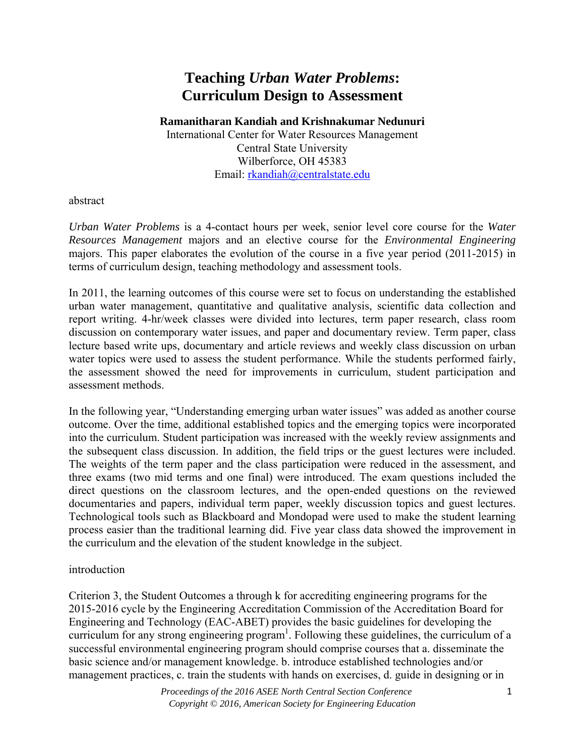# Teaching *Urban Water Problems*: Curriculum Design to Assessment

**Ramanitharan Kandiah and Krishnakumar Nedunuri**
International Center for Water Resources Management
Central State University
Wilberforce, OH 45383
Email: rkandiah@centralstate.edu

## abstract

*Urban Water Problems* is a 4-contact hours per week, senior level core course for the *Water Resources Management* majors and an elective course for the *Environmental Engineering* majors. This paper elaborates the evolution of the course in a five year period (2011-2015) in terms of curriculum design, teaching methodology and assessment tools.

In 2011, the learning outcomes of this course were set to focus on understanding the established urban water management, quantitative and qualitative analysis, scientific data collection and report writing. 4-hr/week classes were divided into lectures, term paper research, class room discussion on contemporary water issues, and paper and documentary review. Term paper, class lecture based write ups, documentary and article reviews and weekly class discussion on urban water topics were used to assess the student performance. While the students performed fairly, the assessment showed the need for improvements in curriculum, student participation and assessment methods.

In the following year, "Understanding emerging urban water issues" was added as another course outcome. Over the time, additional established topics and the emerging topics were incorporated into the curriculum. Student participation was increased with the weekly review assignments and the subsequent class discussion. In addition, the field trips or the guest lectures were included. The weights of the term paper and the class participation were reduced in the assessment, and three exams (two mid terms and one final) were introduced. The exam questions included the direct questions on the classroom lectures, and the open-ended questions on the reviewed documentaries and papers, individual term paper, weekly discussion topics and guest lectures. Technological tools such as Blackboard and Mondopad were used to make the student learning process easier than the traditional learning did. Five year class data showed the improvement in the curriculum and the elevation of the student knowledge in the subject.

## introduction

Criterion 3, the Student Outcomes a through k for accrediting engineering programs for the 2015-2016 cycle by the Engineering Accreditation Commission of the Accreditation Board for Engineering and Technology (EAC-ABET) provides the basic guidelines for developing the curriculum for any strong engineering program[1]. Following these guidelines, the curriculum of a successful environmental engineering program should comprise courses that a. disseminate the basic science and/or management knowledge. b. introduce established technologies and/or management practices, c. train the students with hands on exercises, d. guide in designing or in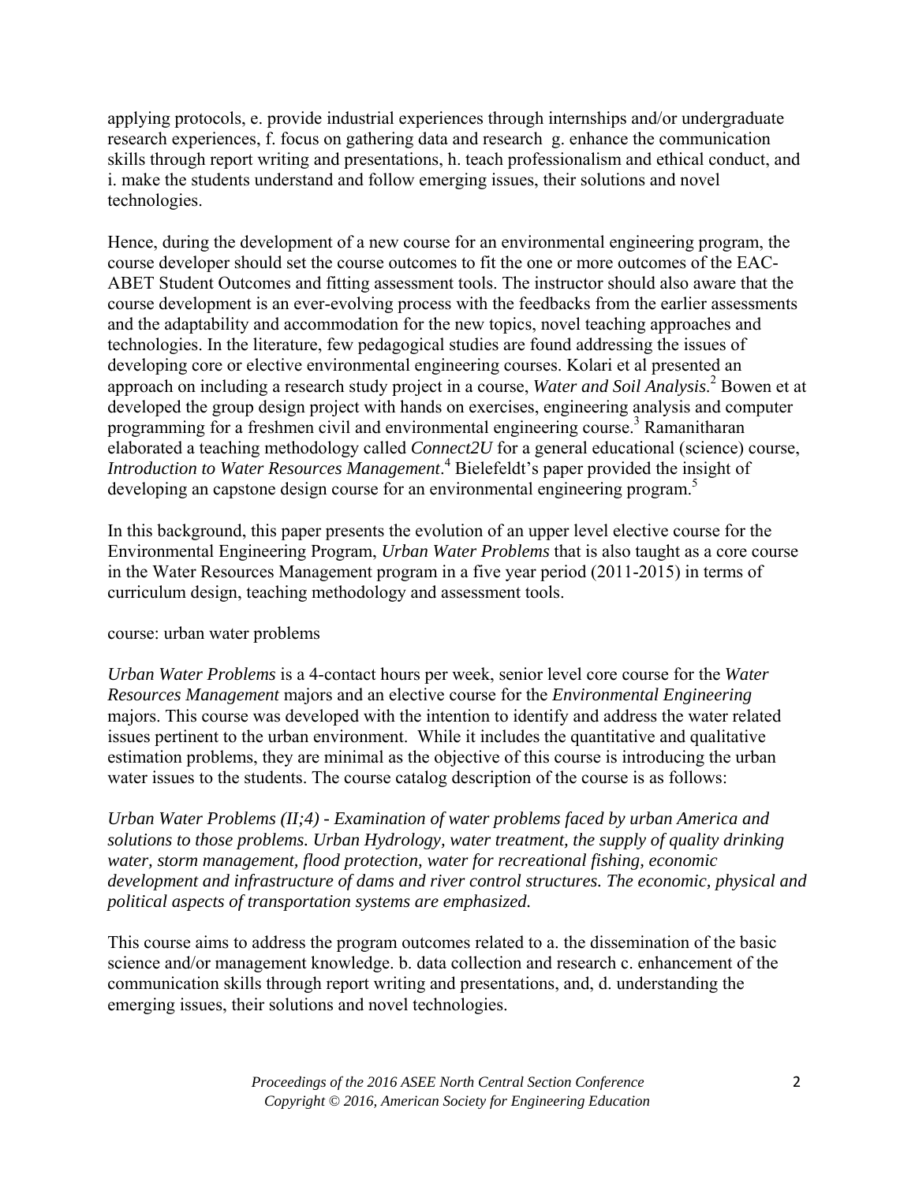applying protocols, e. provide industrial experiences through internships and/or undergraduate research experiences, f. focus on gathering data and research g. enhance the communication skills through report writing and presentations, h. teach professionalism and ethical conduct, and i. make the students understand and follow emerging issues, their solutions and novel technologies.

Hence, during the development of a new course for an environmental engineering program, the course developer should set the course outcomes to fit the one or more outcomes of the EAC-ABET Student Outcomes and fitting assessment tools. The instructor should also aware that the course development is an ever-evolving process with the feedbacks from the earlier assessments and the adaptability and accommodation for the new topics, novel teaching approaches and technologies. In the literature, few pedagogical studies are found addressing the issues of developing core or elective environmental engineering courses. Kolari et al presented an approach on including a research study project in a course, *Water and Soil Analysis.*[2] Bowen et at developed the group design project with hands on exercises, engineering analysis and computer programming for a freshmen civil and environmental engineering course.[3] Ramanitharan elaborated a teaching methodology called *Connect2U* for a general educational (science) course, *Introduction to Water Resources Management*.[4] Bielefeldt's paper provided the insight of developing an capstone design course for an environmental engineering program.[5]

In this background, this paper presents the evolution of an upper level elective course for the Environmental Engineering Program, *Urban Water Problems* that is also taught as a core course in the Water Resources Management program in a five year period (2011-2015) in terms of curriculum design, teaching methodology and assessment tools.

## course: urban water problems

*Urban Water Problems* is a 4-contact hours per week, senior level core course for the *Water Resources Management* majors and an elective course for the *Environmental Engineering* majors. This course was developed with the intention to identify and address the water related issues pertinent to the urban environment. While it includes the quantitative and qualitative estimation problems, they are minimal as the objective of this course is introducing the urban water issues to the students. The course catalog description of the course is as follows:

*Urban Water Problems (II;4) - Examination of water problems faced by urban America and solutions to those problems. Urban Hydrology, water treatment, the supply of quality drinking water, storm management, flood protection, water for recreational fishing, economic development and infrastructure of dams and river control structures. The economic, physical and political aspects of transportation systems are emphasized.*

This course aims to address the program outcomes related to a. the dissemination of the basic science and/or management knowledge. b. data collection and research c. enhancement of the communication skills through report writing and presentations, and, d. understanding the emerging issues, their solutions and novel technologies.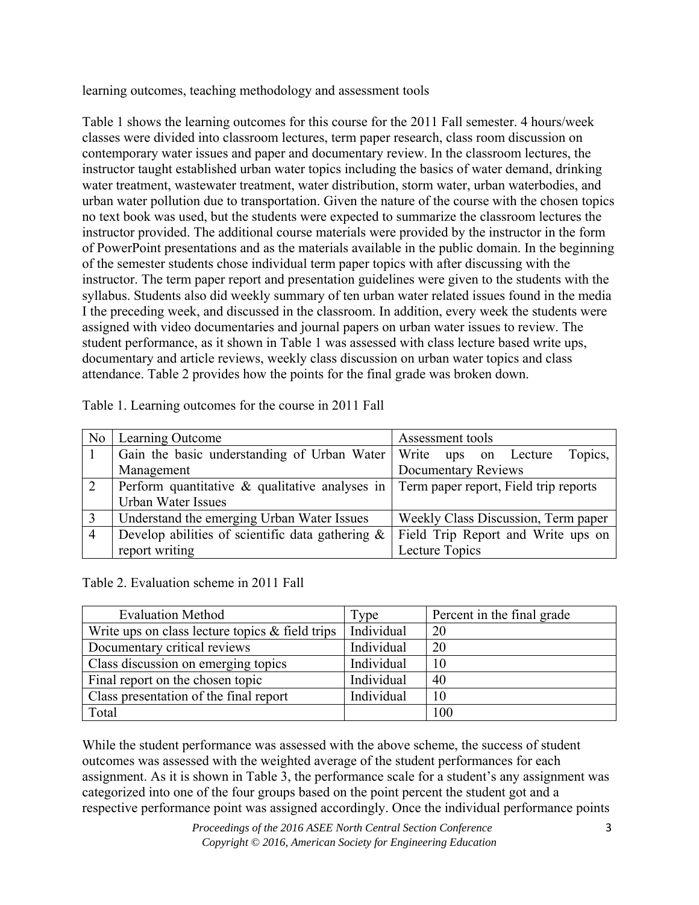learning outcomes, teaching methodology and assessment tools

Table 1 shows the learning outcomes for this course for the 2011 Fall semester. 4 hours/week classes were divided into classroom lectures, term paper research, class room discussion on contemporary water issues and paper and documentary review. In the classroom lectures, the instructor taught established urban water topics including the basics of water demand, drinking water treatment, wastewater treatment, water distribution, storm water, urban waterbodies, and urban water pollution due to transportation. Given the nature of the course with the chosen topics no text book was used, but the students were expected to summarize the classroom lectures the instructor provided. The additional course materials were provided by the instructor in the form of PowerPoint presentations and as the materials available in the public domain. In the beginning of the semester students chose individual term paper topics with after discussing with the instructor. The term paper report and presentation guidelines were given to the students with the syllabus. Students also did weekly summary of ten urban water related issues found in the media I the preceding week, and discussed in the classroom. In addition, every week the students were assigned with video documentaries and journal papers on urban water issues to review. The student performance, as it shown in Table 1 was assessed with class lecture based write ups, documentary and article reviews, weekly class discussion on urban water topics and class attendance. Table 2 provides how the points for the final grade was broken down.

Table 1. Learning outcomes for the course in 2011 Fall

| No | Learning Outcome | Assessment tools |
|---|---|---|
| 1 | Gain the basic understanding of Urban Water Management | Write ups on Lecture Topics, Documentary Reviews |
| 2 | Perform quantitative & qualitative analyses in Urban Water Issues | Term paper report, Field trip reports |
| 3 | Understand the emerging Urban Water Issues | Weekly Class Discussion, Term paper |
| 4 | Develop abilities of scientific data gathering & report writing | Field Trip Report and Write ups on Lecture Topics |

Table 2. Evaluation scheme in 2011 Fall

| Evaluation Method | Type | Percent in the final grade |
|---|---|---|
| Write ups on class lecture topics & field trips | Individual | 20 |
| Documentary critical reviews | Individual | 20 |
| Class discussion on emerging topics | Individual | 10 |
| Final report on the chosen topic | Individual | 40 |
| Class presentation of the final report | Individual | 10 |
| Total | | 100 |

While the student performance was assessed with the above scheme, the success of student outcomes was assessed with the weighted average of the student performances for each assignment. As it is shown in Table 3, the performance scale for a student's any assignment was categorized into one of the four groups based on the point percent the student got and a respective performance point was assigned accordingly. Once the individual performance points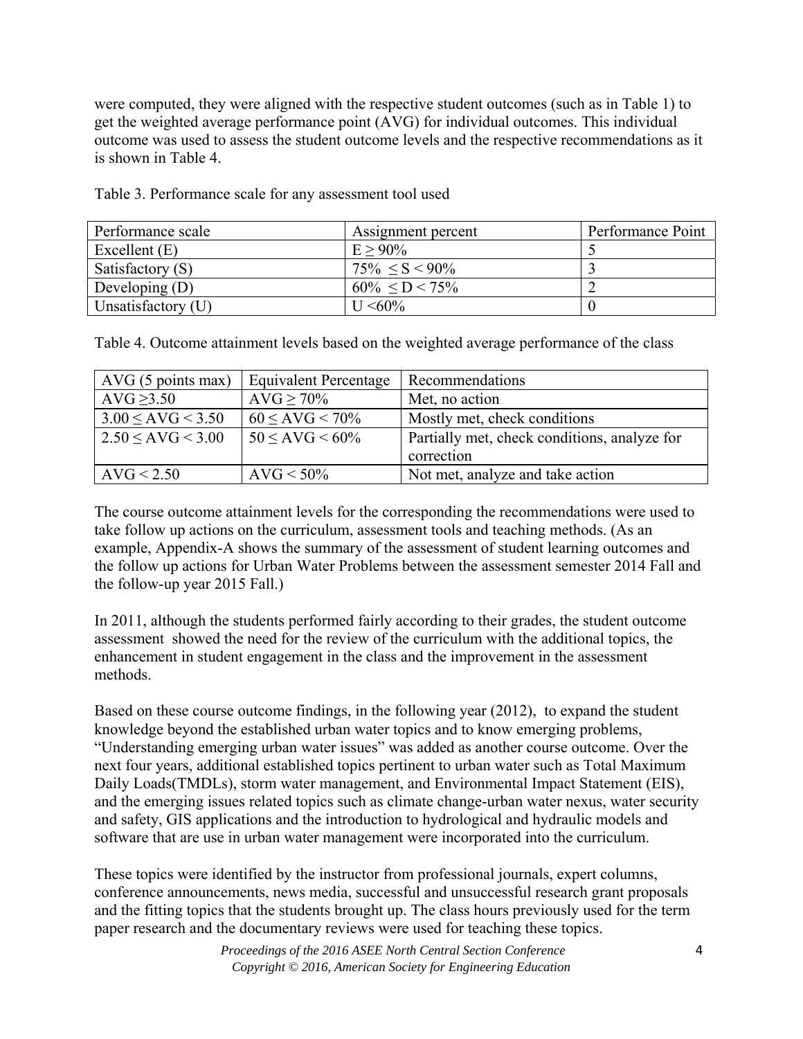were computed, they were aligned with the respective student outcomes (such as in Table 1) to get the weighted average performance point (AVG) for individual outcomes. This individual outcome was used to assess the student outcome levels and the respective recommendations as it is shown in Table 4.

Table 3. Performance scale for any assessment tool used

| Performance scale | Assignment percent | Performance Point |
|---|---|---|
| Excellent (E) | $E \geq 90\%$ | 5 |
| Satisfactory (S) | $75\% \leq S < 90\%$ | 3 |
| Developing (D) | $60\% \leq D < 75\%$ | 2 |
| Unsatisfactory (U) | $U < 60\%$ | 0 |

Table 4. Outcome attainment levels based on the weighted average performance of the class

| AVG (5 points max) | Equivalent Percentage | Recommendations |
|---|---|---|
| $AVG \geq 3.50$ | $AVG \geq 70\%$ | Met, no action |
| $3.00 \leq AVG < 3.50$ | $60 \leq AVG < 70\%$ | Mostly met, check conditions |
| $2.50 \leq AVG < 3.00$ | $50 \leq AVG < 60\%$ | Partially met, check conditions, analyze for correction |
| $AVG < 2.50$ | $AVG < 50\%$ | Not met, analyze and take action |

The course outcome attainment levels for the corresponding the recommendations were used to take follow up actions on the curriculum, assessment tools and teaching methods. (As an example, Appendix-A shows the summary of the assessment of student learning outcomes and the follow up actions for Urban Water Problems between the assessment semester 2014 Fall and the follow-up year 2015 Fall.)

In 2011, although the students performed fairly according to their grades, the student outcome assessment showed the need for the review of the curriculum with the additional topics, the enhancement in student engagement in the class and the improvement in the assessment methods.

Based on these course outcome findings, in the following year (2012), to expand the student knowledge beyond the established urban water topics and to know emerging problems, "Understanding emerging urban water issues" was added as another course outcome. Over the next four years, additional established topics pertinent to urban water such as Total Maximum Daily Loads(TMDLs), storm water management, and Environmental Impact Statement (EIS), and the emerging issues related topics such as climate change-urban water nexus, water security and safety, GIS applications and the introduction to hydrological and hydraulic models and software that are use in urban water management were incorporated into the curriculum.

These topics were identified by the instructor from professional journals, expert columns, conference announcements, news media, successful and unsuccessful research grant proposals and the fitting topics that the students brought up. The class hours previously used for the term paper research and the documentary reviews were used for teaching these topics.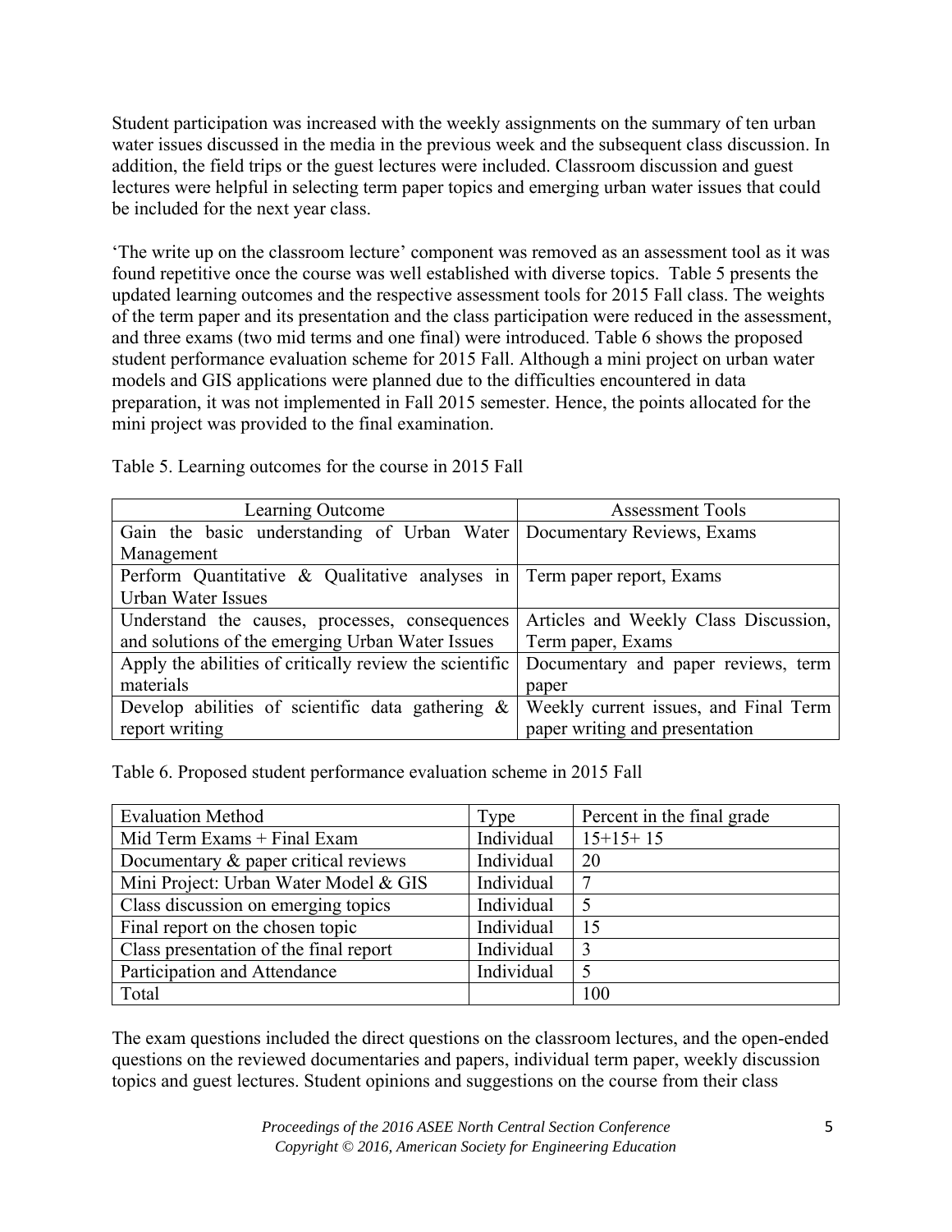Student participation was increased with the weekly assignments on the summary of ten urban water issues discussed in the media in the previous week and the subsequent class discussion. In addition, the field trips or the guest lectures were included. Classroom discussion and guest lectures were helpful in selecting term paper topics and emerging urban water issues that could be included for the next year class.

'The write up on the classroom lecture' component was removed as an assessment tool as it was found repetitive once the course was well established with diverse topics. Table 5 presents the updated learning outcomes and the respective assessment tools for 2015 Fall class. The weights of the term paper and its presentation and the class participation were reduced in the assessment, and three exams (two mid terms and one final) were introduced. Table 6 shows the proposed student performance evaluation scheme for 2015 Fall. Although a mini project on urban water models and GIS applications were planned due to the difficulties encountered in data preparation, it was not implemented in Fall 2015 semester. Hence, the points allocated for the mini project was provided to the final examination.

Table 5. Learning outcomes for the course in 2015 Fall

| Learning Outcome | Assessment Tools |
|---|---|
| Gain the basic understanding of Urban Water Management | Documentary Reviews, Exams |
| Perform Quantitative & Qualitative analyses in Urban Water Issues | Term paper report, Exams |
| Understand the causes, processes, consequences and solutions of the emerging Urban Water Issues | Articles and Weekly Class Discussion, Term paper, Exams |
| Apply the abilities of critically review the scientific materials | Documentary and paper reviews, term paper |
| Develop abilities of scientific data gathering & report writing | Weekly current issues, and Final Term paper writing and presentation |

Table 6. Proposed student performance evaluation scheme in 2015 Fall

| Evaluation Method | Type | Percent in the final grade |
|---|---|---|
| Mid Term Exams + Final Exam | Individual | 15+15+ 15 |
| Documentary & paper critical reviews | Individual | 20 |
| Mini Project: Urban Water Model & GIS | Individual | 7 |
| Class discussion on emerging topics | Individual | 5 |
| Final report on the chosen topic | Individual | 15 |
| Class presentation of the final report | Individual | 3 |
| Participation and Attendance | Individual | 5 |
| Total | | 100 |

The exam questions included the direct questions on the classroom lectures, and the open-ended questions on the reviewed documentaries and papers, individual term paper, weekly discussion topics and guest lectures. Student opinions and suggestions on the course from their class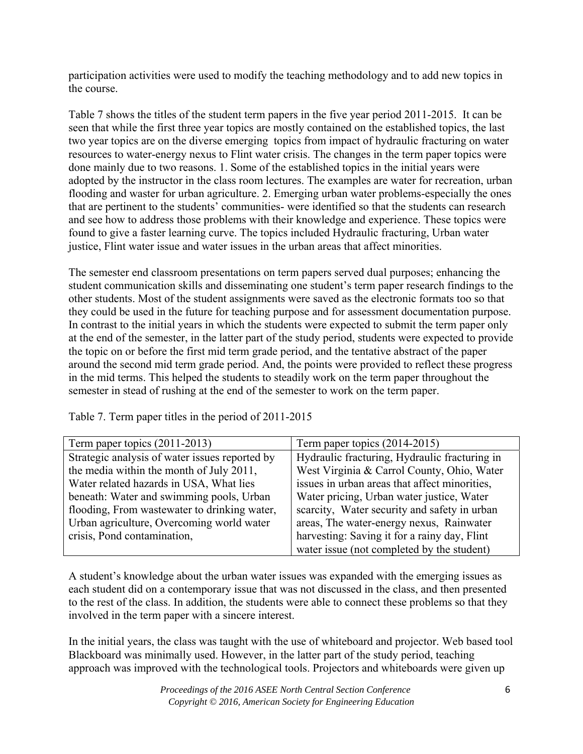participation activities were used to modify the teaching methodology and to add new topics in the course.

Table 7 shows the titles of the student term papers in the five year period 2011-2015. It can be seen that while the first three year topics are mostly contained on the established topics, the last two year topics are on the diverse emerging topics from impact of hydraulic fracturing on water resources to water-energy nexus to Flint water crisis. The changes in the term paper topics were done mainly due to two reasons. 1. Some of the established topics in the initial years were adopted by the instructor in the class room lectures. The examples are water for recreation, urban flooding and waster for urban agriculture. 2. Emerging urban water problems-especially the ones that are pertinent to the students' communities- were identified so that the students can research and see how to address those problems with their knowledge and experience. These topics were found to give a faster learning curve. The topics included Hydraulic fracturing, Urban water justice, Flint water issue and water issues in the urban areas that affect minorities.

The semester end classroom presentations on term papers served dual purposes; enhancing the student communication skills and disseminating one student's term paper research findings to the other students. Most of the student assignments were saved as the electronic formats too so that they could be used in the future for teaching purpose and for assessment documentation purpose. In contrast to the initial years in which the students were expected to submit the term paper only at the end of the semester, in the latter part of the study period, students were expected to provide the topic on or before the first mid term grade period, and the tentative abstract of the paper around the second mid term grade period. And, the points were provided to reflect these progress in the mid terms. This helped the students to steadily work on the term paper throughout the semester in stead of rushing at the end of the semester to work on the term paper.

Table 7. Term paper titles in the period of 2011-2015

| Term paper topics (2011-2013) | Term paper topics (2014-2015) |
|---|---|
| Strategic analysis of water issues reported by the media within the month of July 2011, Water related hazards in USA, What lies beneath: Water and swimming pools, Urban flooding, From wastewater to drinking water, Urban agriculture, Overcoming world water crisis, Pond contamination, | Hydraulic fracturing, Hydraulic fracturing in West Virginia & Carrol County, Ohio, Water issues in urban areas that affect minorities, Water pricing, Urban water justice, Water scarcity, Water security and safety in urban areas, The water-energy nexus, Rainwater harvesting: Saving it for a rainy day, Flint water issue (not completed by the student) |

A student's knowledge about the urban water issues was expanded with the emerging issues as each student did on a contemporary issue that was not discussed in the class, and then presented to the rest of the class. In addition, the students were able to connect these problems so that they involved in the term paper with a sincere interest.

In the initial years, the class was taught with the use of whiteboard and projector. Web based tool Blackboard was minimally used. However, in the latter part of the study period, teaching approach was improved with the technological tools. Projectors and whiteboards were given up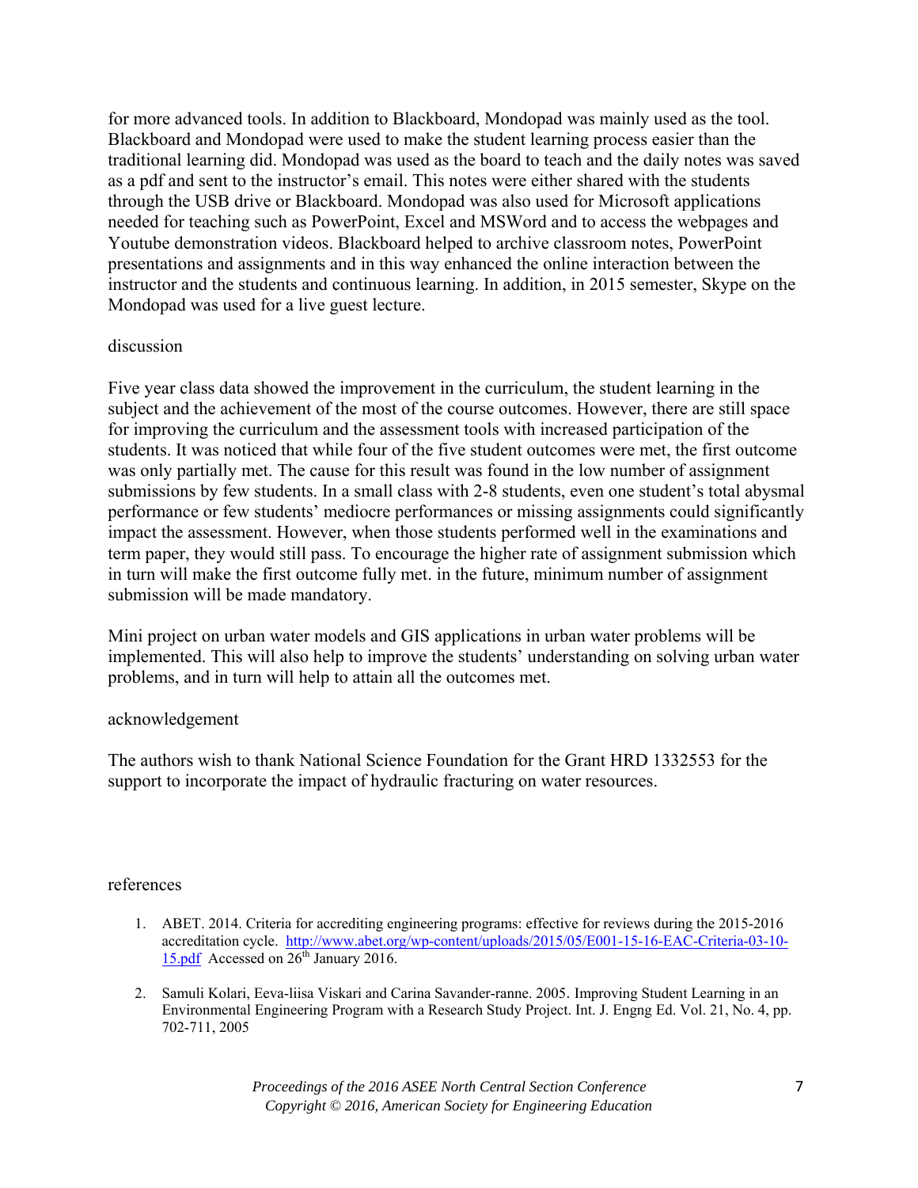for more advanced tools. In addition to Blackboard, Mondopad was mainly used as the tool. Blackboard and Mondopad were used to make the student learning process easier than the traditional learning did. Mondopad was used as the board to teach and the daily notes was saved as a pdf and sent to the instructor's email. This notes were either shared with the students through the USB drive or Blackboard. Mondopad was also used for Microsoft applications needed for teaching such as PowerPoint, Excel and MSWord and to access the webpages and Youtube demonstration videos. Blackboard helped to archive classroom notes, PowerPoint presentations and assignments and in this way enhanced the online interaction between the instructor and the students and continuous learning. In addition, in 2015 semester, Skype on the Mondopad was used for a live guest lecture.

## discussion

Five year class data showed the improvement in the curriculum, the student learning in the subject and the achievement of the most of the course outcomes. However, there are still space for improving the curriculum and the assessment tools with increased participation of the students. It was noticed that while four of the five student outcomes were met, the first outcome was only partially met. The cause for this result was found in the low number of assignment submissions by few students. In a small class with 2-8 students, even one student's total abysmal performance or few students' mediocre performances or missing assignments could significantly impact the assessment. However, when those students performed well in the examinations and term paper, they would still pass. To encourage the higher rate of assignment submission which in turn will make the first outcome fully met. in the future, minimum number of assignment submission will be made mandatory.

Mini project on urban water models and GIS applications in urban water problems will be implemented. This will also help to improve the students' understanding on solving urban water problems, and in turn will help to attain all the outcomes met.

## acknowledgement

The authors wish to thank National Science Foundation for the Grant HRD 1332553 for the support to incorporate the impact of hydraulic fracturing on water resources.

## references

1. ABET. 2014. Criteria for accrediting engineering programs: effective for reviews during the 2015-2016 accreditation cycle. http://www.abet.org/wp-content/uploads/2015/05/E001-15-16-EAC-Criteria-03-10-15.pdf Accessed on 26th January 2016.

2. Samuli Kolari, Eeva-liisa Viskari and Carina Savander-ranne. 2005. Improving Student Learning in an Environmental Engineering Program with a Research Study Project. Int. J. Engng Ed. Vol. 21, No. 4, pp. 702-711, 2005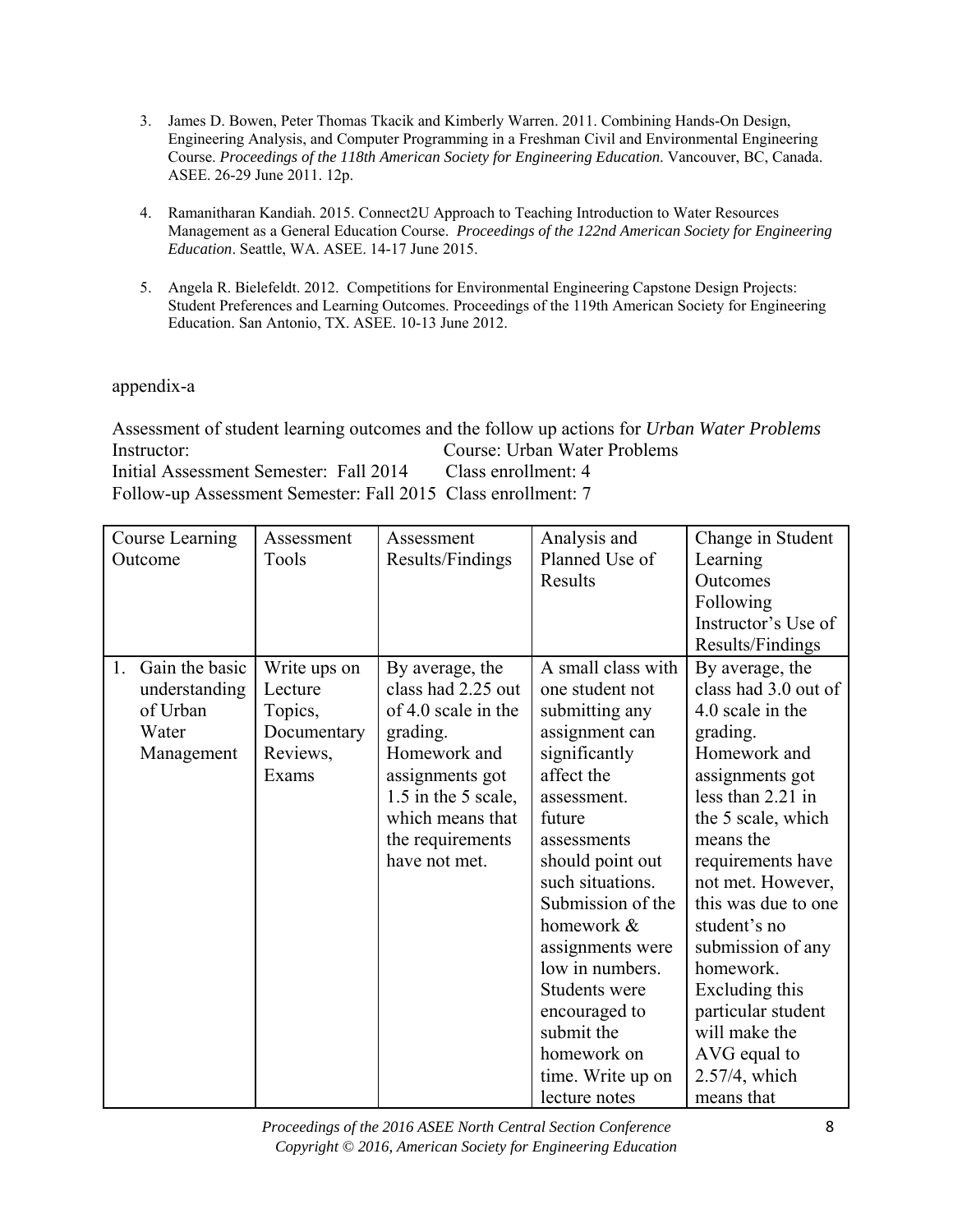3. James D. Bowen, Peter Thomas Tkacik and Kimberly Warren. 2011. Combining Hands-On Design, Engineering Analysis, and Computer Programming in a Freshman Civil and Environmental Engineering Course. *Proceedings of the 118th American Society for Engineering Education*. Vancouver, BC, Canada. ASEE. 26-29 June 2011. 12p.

4. Ramanitharan Kandiah. 2015. Connect2U Approach to Teaching Introduction to Water Resources Management as a General Education Course. *Proceedings of the 122nd American Society for Engineering Education*. Seattle, WA. ASEE. 14-17 June 2015.

5. Angela R. Bielefeldt. 2012. Competitions for Environmental Engineering Capstone Design Projects: Student Preferences and Learning Outcomes. Proceedings of the 119th American Society for Engineering Education. San Antonio, TX. ASEE. 10-13 June 2012.

appendix-a

Assessment of student learning outcomes and the follow up actions for *Urban Water Problems*
Instructor: Course: Urban Water Problems
Initial Assessment Semester: Fall 2014 Class enrollment: 4
Follow-up Assessment Semester: Fall 2015 Class enrollment: 7

| Course Learning Outcome | Assessment Tools | Assessment Results/Findings | Analysis and Planned Use of Results | Change in Student Learning Outcomes Following Instructor's Use of Results/Findings |
|---|---|---|---|---|
| 1. Gain the basic understanding of Urban Water Management | Write ups on Lecture Topics, Documentary Reviews, Exams | By average, the class had 2.25 out of 4.0 scale in the grading. Homework and assignments got 1.5 in the 5 scale, which means that the requirements have not met. | A small class with one student not submitting any assignment can significantly affect the assessment. future assessments should point out such situations. Submission of the homework & assignments were low in numbers. Students were encouraged to submit the homework on time. Write up on lecture notes | By average, the class had 3.0 out of 4.0 scale in the grading. Homework and assignments got less than 2.21 in the 5 scale, which means the requirements have not met. However, this was due to one student's no submission of any homework. Excluding this particular student will make the AVG equal to 2.57/4, which means that |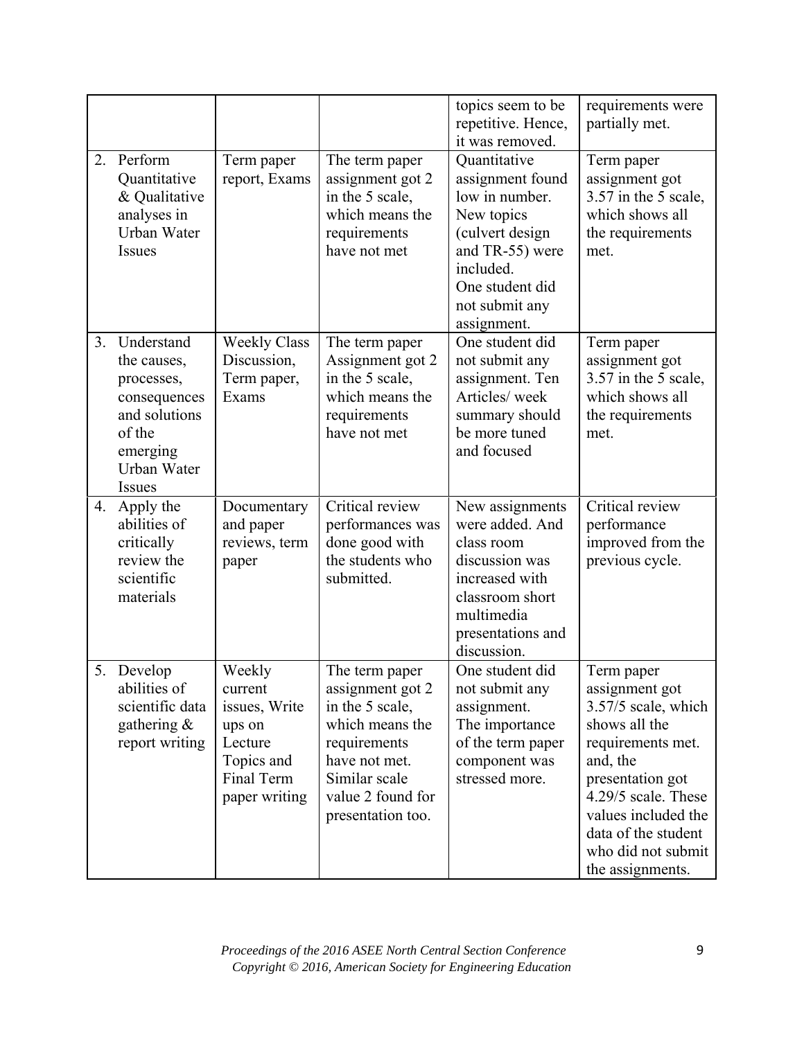| | | | | |
|---|---|---|---|---|
| | | | topics seem to be repetitive. Hence, it was removed. | requirements were partially met. |
| 2. Perform Quantitative & Qualitative analyses in Urban Water Issues | Term paper report, Exams | The term paper assignment got 2 in the 5 scale, which means the requirements have not met | Quantitative assignment found low in number. New topics (culvert design and TR-55) were included. One student did not submit any assignment. | Term paper assignment got 3.57 in the 5 scale, which shows all the requirements met. |
| 3. Understand the causes, processes, consequences and solutions of the emerging Urban Water Issues | Weekly Class Discussion, Term paper, Exams | The term paper Assignment got 2 in the 5 scale, which means the requirements have not met | One student did not submit any assignment. Ten Articles/ week summary should be more tuned and focused | Term paper assignment got 3.57 in the 5 scale, which shows all the requirements met. |
| 4. Apply the abilities of critically review the scientific materials | Documentary and paper reviews, term paper | Critical review performances was done good with the students who submitted. | New assignments were added. And class room discussion was increased with classroom short multimedia presentations and discussion. | Critical review performance improved from the previous cycle. |
| 5. Develop abilities of scientific data gathering & report writing | Weekly current issues, Write ups on Lecture Topics and Final Term paper writing | The term paper assignment got 2 in the 5 scale, which means the requirements have not met. Similar scale value 2 found for presentation too. | One student did not submit any assignment. The importance of the term paper component was stressed more. | Term paper assignment got 3.57/5 scale, which shows all the requirements met. and, the presentation got 4.29/5 scale. These values included the data of the student who did not submit the assignments. |